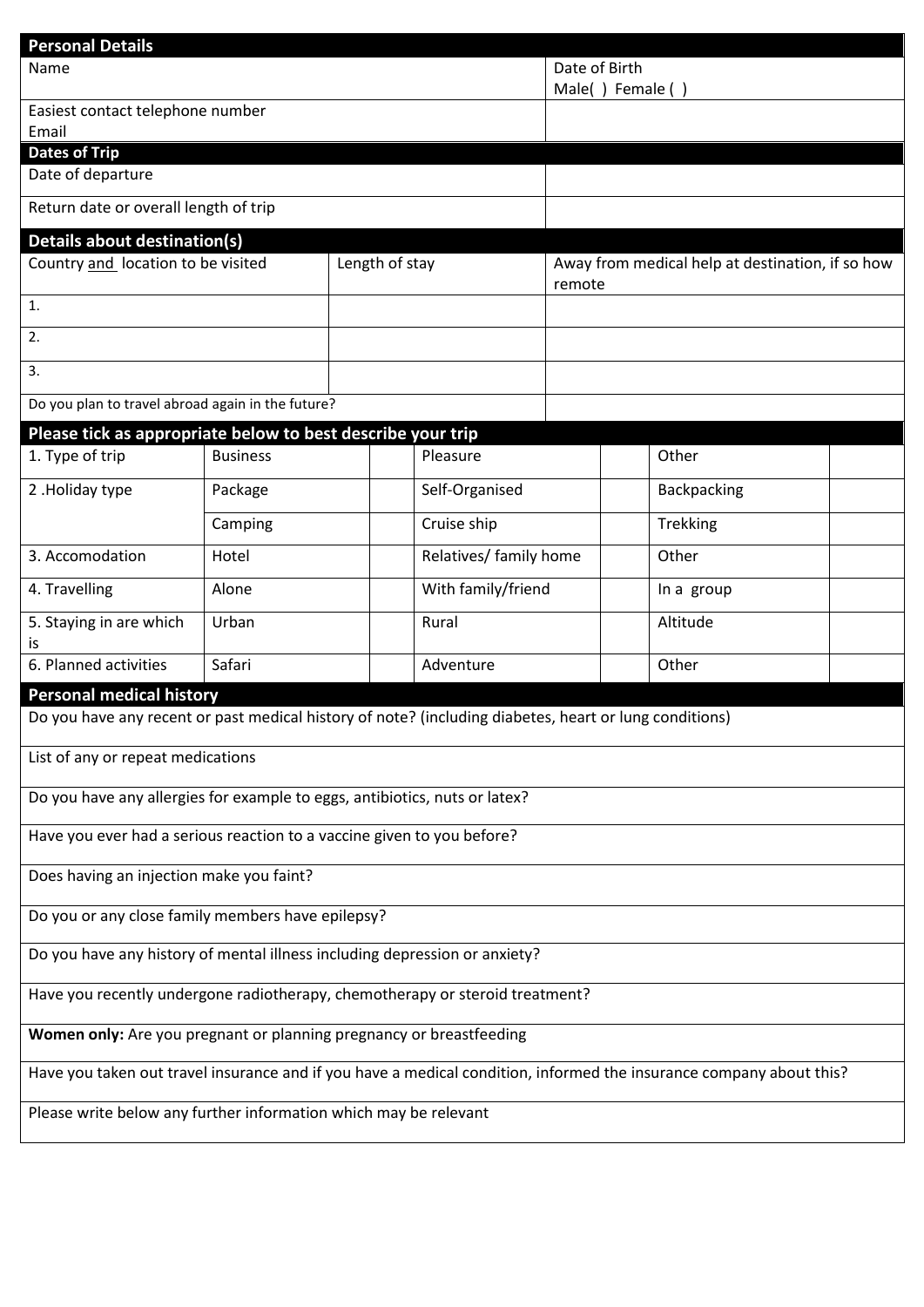## Personal Details

| | |
|---|---|
| Name | Date of Birth<br>Male( ) Female ( ) |
| Easiest contact telephone number<br>Email | |

## Dates of Trip

| | |
|---|---|
| Date of departure | |
| Return date or overall length of trip | |

## Details about destination(s)

| Country and location to be visited | Length of stay | Away from medical help at destination, if so how remote |
|---|---|---|
| 1. | | |
| 2. | | |
| 3. | | |
| Do you plan to travel abroad again in the future? | | |

## Please tick as appropriate below to best describe your trip

| | | | | | | |
|---|---|---|---|---|---|---|
| 1. Type of trip | Business | | Pleasure | | Other | |
| 2 .Holiday type | Package | | Self-Organised | | Backpacking | |
| | Camping | | Cruise ship | | Trekking | |
| 3. Accomodation | Hotel | | Relatives/ family home | | Other | |
| 4. Travelling | Alone | | With family/friend | | In a group | |
| 5. Staying in are which is | Urban | | Rural | | Altitude | |
| 6. Planned activities | Safari | | Adventure | | Other | |

## Personal medical history

Do you have any recent or past medical history of note? (including diabetes, heart or lung conditions)

List of any or repeat medications

Do you have any allergies for example to eggs, antibiotics, nuts or latex?

Have you ever had a serious reaction to a vaccine given to you before?

Does having an injection make you faint?

Do you or any close family members have epilepsy?

Do you have any history of mental illness including depression or anxiety?

Have you recently undergone radiotherapy, chemotherapy or steroid treatment?

**Women only:** Are you pregnant or planning pregnancy or breastfeeding

Have you taken out travel insurance and if you have a medical condition, informed the insurance company about this?

Please write below any further information which may be relevant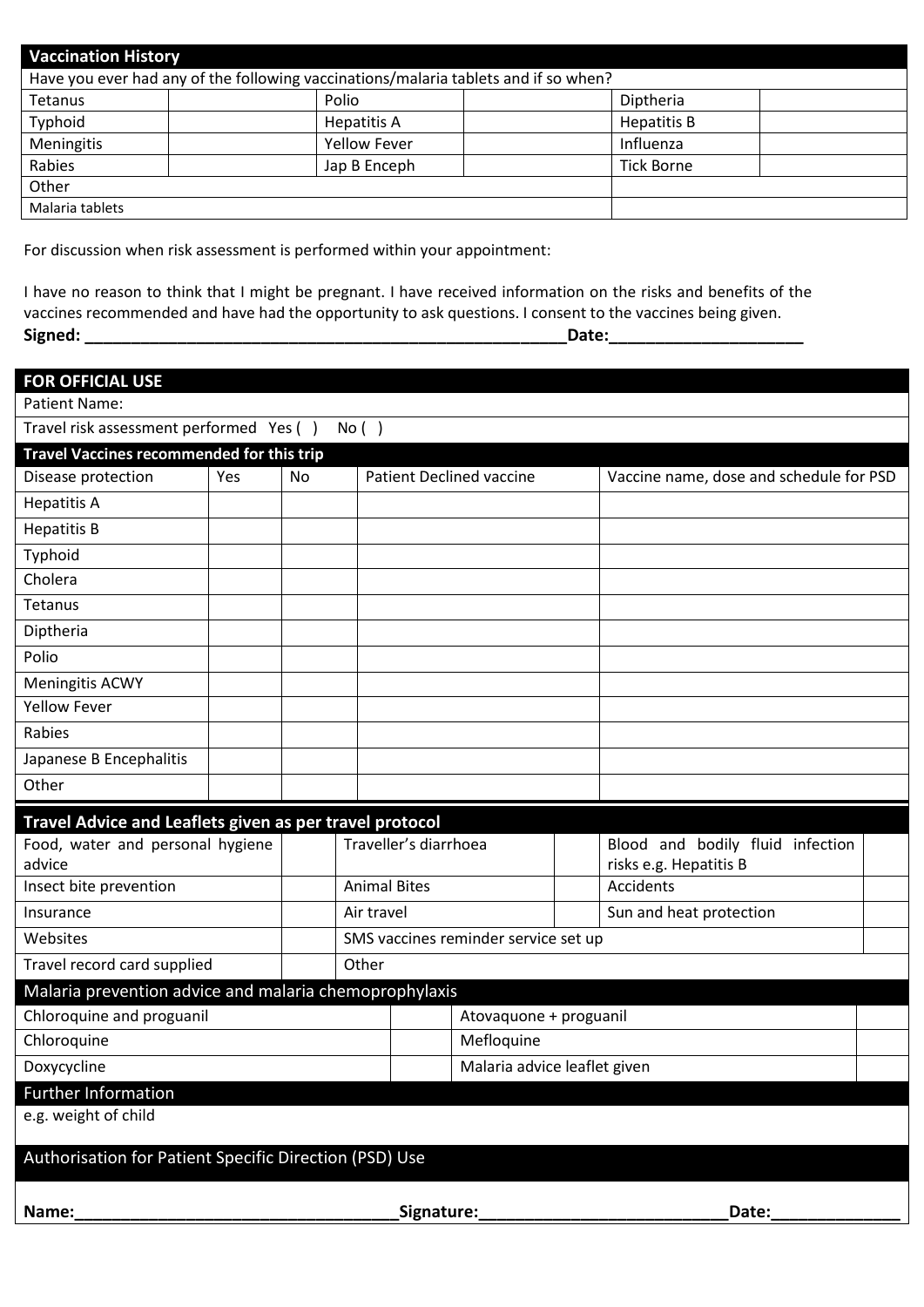## Vaccination History

Have you ever had any of the following vaccinations/malaria tablets and if so when?

| | | | | | |
|---|---|---|---|---|---|
| Tetanus | | Polio | | Diptheria | |
| Typhoid | | Hepatitis A | | Hepatitis B | |
| Meningitis | | Yellow Fever | | Influenza | |
| Rabies | | Jap B Enceph | | Tick Borne | |
| Other | | | | | |
| Malaria tablets | | | | | |

For discussion when risk assessment is performed within your appointment:

I have no reason to think that I might be pregnant. I have received information on the risks and benefits of the vaccines recommended and have had the opportunity to ask questions. I consent to the vaccines being given.

**Signed: \_\_\_\_\_\_\_\_\_\_\_\_\_\_\_\_\_\_\_\_\_\_\_\_\_\_\_\_\_\_\_\_\_\_\_\_\_\_\_\_\_\_\_\_\_\_\_\_\_\_\_\_Date:\_\_\_\_\_\_\_\_\_\_\_\_\_\_\_\_\_\_\_\_\_**

## FOR OFFICIAL USE

Patient Name:

Travel risk assessment performed Yes ( ) No ( )

### Travel Vaccines recommended for this trip

| Disease protection | Yes | No | Patient Declined vaccine | Vaccine name, dose and schedule for PSD |
|---|---|---|---|---|
| Hepatitis A | | | | |
| Hepatitis B | | | | |
| Typhoid | | | | |
| Cholera | | | | |
| Tetanus | | | | |
| Diptheria | | | | |
| Polio | | | | |
| Meningitis ACWY | | | | |
| Yellow Fever | | | | |
| Rabies | | | | |
| Japanese B Encephalitis | | | | |
| Other | | | | |

### Travel Advice and Leaflets given as per travel protocol

| | | | | | |
|---|---|---|---|---|---|
| Food, water and personal hygiene advice | | Traveller's diarrhoea | | Blood and bodily fluid infection risks e.g. Hepatitis B | |
| Insect bite prevention | | Animal Bites | | Accidents | |
| Insurance | | Air travel | | Sun and heat protection | |
| Websites | | SMS vaccines reminder service set up | | | |
| Travel record card supplied | | Other | | | |

### Malaria prevention advice and malaria chemoprophylaxis

| | | | |
|---|---|---|---|
| Chloroquine and proguanil | | Atovaquone + proguanil | |
| Chloroquine | | Mefloquine | |
| Doxycycline | | Malaria advice leaflet given | |

### Further Information

e.g. weight of child

### Authorisation for Patient Specific Direction (PSD) Use

**Name:\_\_\_\_\_\_\_\_\_\_\_\_\_\_\_\_\_\_\_\_\_\_\_\_\_\_\_\_\_\_\_\_\_\_\_Signature:\_\_\_\_\_\_\_\_\_\_\_\_\_\_\_\_\_\_\_\_\_\_\_\_\_\_\_Date:\_\_\_\_\_\_\_\_\_\_\_\_\_\_**